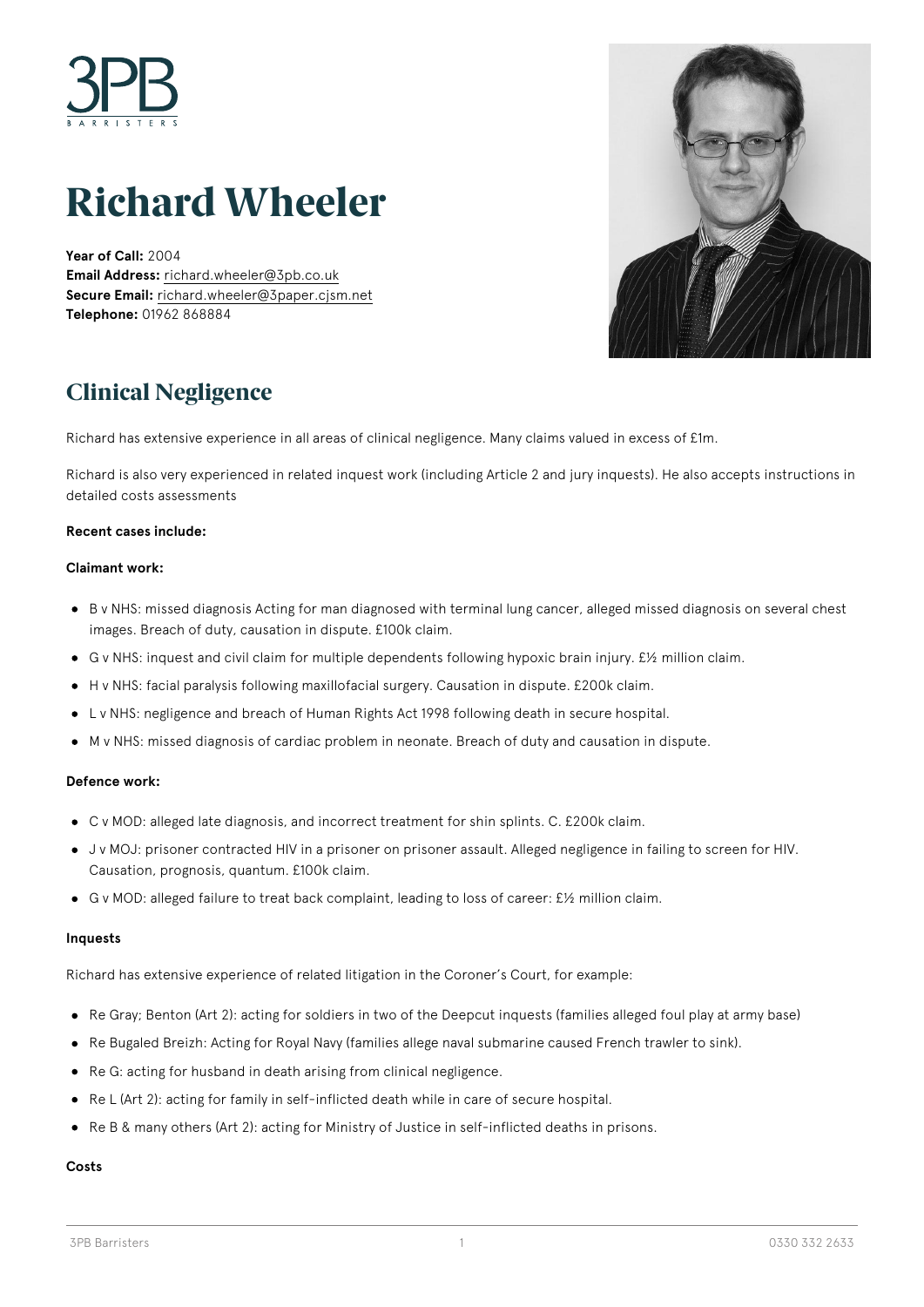# Richard Wheeler

**Year of Call:** 2004
**Email Address:** richard.wheeler@3pb.co.uk
**Secure Email:** richard.wheeler@3paper.cjsm.net
**Telephone:** 01962 868884

## Clinical Negligence

Richard has extensive experience in all areas of clinical negligence. Many claims valued in excess of £1m.

Richard is also very experienced in related inquest work (including Article 2 and jury inquests). He also accepts instructions in detailed costs assessments

**Recent cases include:**

**Claimant work:**

- B v NHS: missed diagnosis Acting for man diagnosed with terminal lung cancer, alleged missed diagnosis on several chest images. Breach of duty, causation in dispute. £100k claim.
- G v NHS: inquest and civil claim for multiple dependents following hypoxic brain injury. £½ million claim.
- H v NHS: facial paralysis following maxillofacial surgery. Causation in dispute. £200k claim.
- L v NHS: negligence and breach of Human Rights Act 1998 following death in secure hospital.
- M v NHS: missed diagnosis of cardiac problem in neonate. Breach of duty and causation in dispute.

**Defence work:**

- C v MOD: alleged late diagnosis, and incorrect treatment for shin splints. C. £200k claim.
- J v MOJ: prisoner contracted HIV in a prisoner on prisoner assault. Alleged negligence in failing to screen for HIV. Causation, prognosis, quantum. £100k claim.
- G v MOD: alleged failure to treat back complaint, leading to loss of career: £½ million claim.

**Inquests**

Richard has extensive experience of related litigation in the Coroner's Court, for example:

- Re Gray; Benton (Art 2): acting for soldiers in two of the Deepcut inquests (families alleged foul play at army base)
- Re Bugaled Breizh: Acting for Royal Navy (families allege naval submarine caused French trawler to sink).
- Re G: acting for husband in death arising from clinical negligence.
- Re L (Art 2): acting for family in self-inflicted death while in care of secure hospital.
- Re B & many others (Art 2): acting for Ministry of Justice in self-inflicted deaths in prisons.

**Costs**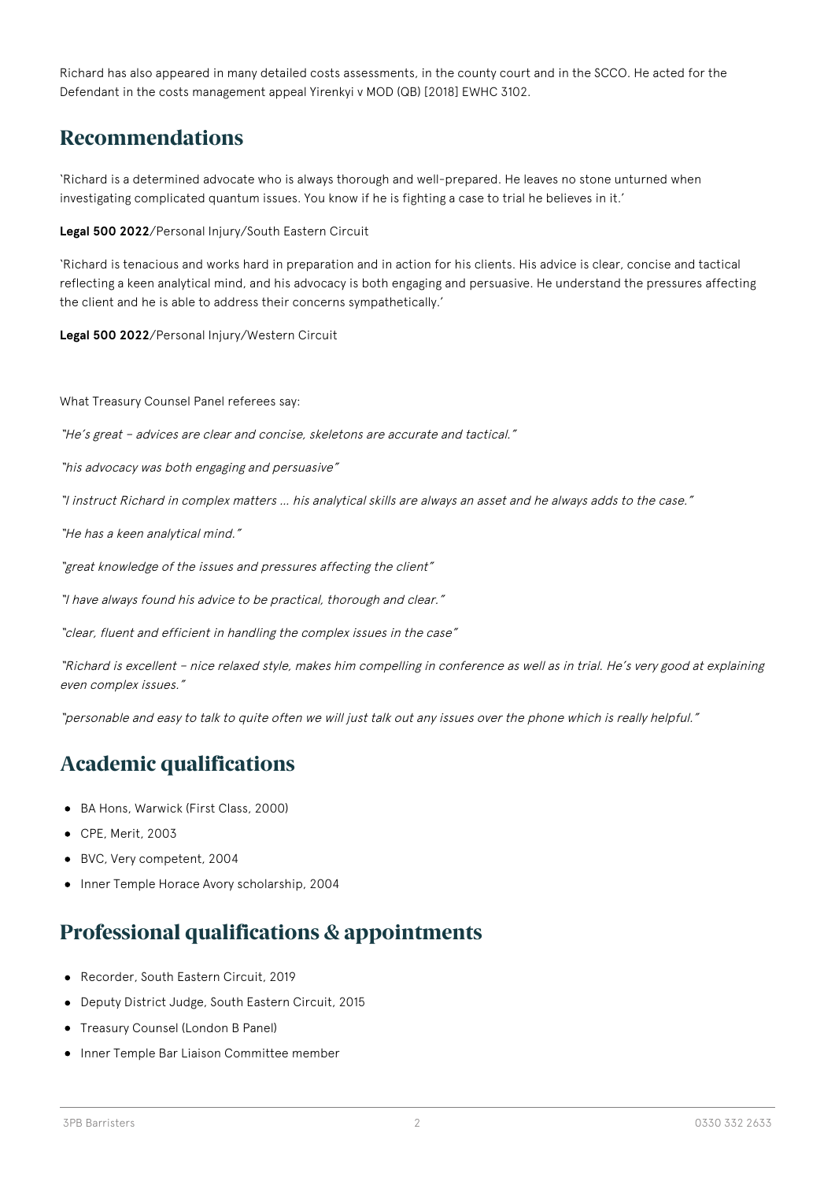Richard has also appeared in many detailed costs assessments, in the county court and in the SCCO. He acted for the Defendant in the costs management appeal Yirenkyi v MOD (QB) [2018] EWHC 3102.

## Recommendations

'Richard is a determined advocate who is always thorough and well-prepared. He leaves no stone unturned when investigating complicated quantum issues. You know if he is fighting a case to trial he believes in it.'

**Legal 500 2022**/Personal Injury/South Eastern Circuit

'Richard is tenacious and works hard in preparation and in action for his clients. His advice is clear, concise and tactical reflecting a keen analytical mind, and his advocacy is both engaging and persuasive. He understand the pressures affecting the client and he is able to address their concerns sympathetically.'

**Legal 500 2022**/Personal Injury/Western Circuit

What Treasury Counsel Panel referees say:

*"He's great – advices are clear and concise, skeletons are accurate and tactical."*

*"his advocacy was both engaging and persuasive"*

*"I instruct Richard in complex matters … his analytical skills are always an asset and he always adds to the case."*

*"He has a keen analytical mind."*

*"great knowledge of the issues and pressures affecting the client"*

*"I have always found his advice to be practical, thorough and clear."*

*"clear, fluent and efficient in handling the complex issues in the case"*

*"Richard is excellent – nice relaxed style, makes him compelling in conference as well as in trial. He's very good at explaining even complex issues."*

*"personable and easy to talk to quite often we will just talk out any issues over the phone which is really helpful."*

## Academic qualifications

- BA Hons, Warwick (First Class, 2000)
- CPE, Merit, 2003
- BVC, Very competent, 2004
- Inner Temple Horace Avory scholarship, 2004

## Professional qualifications & appointments

- Recorder, South Eastern Circuit, 2019
- Deputy District Judge, South Eastern Circuit, 2015
- Treasury Counsel (London B Panel)
- Inner Temple Bar Liaison Committee member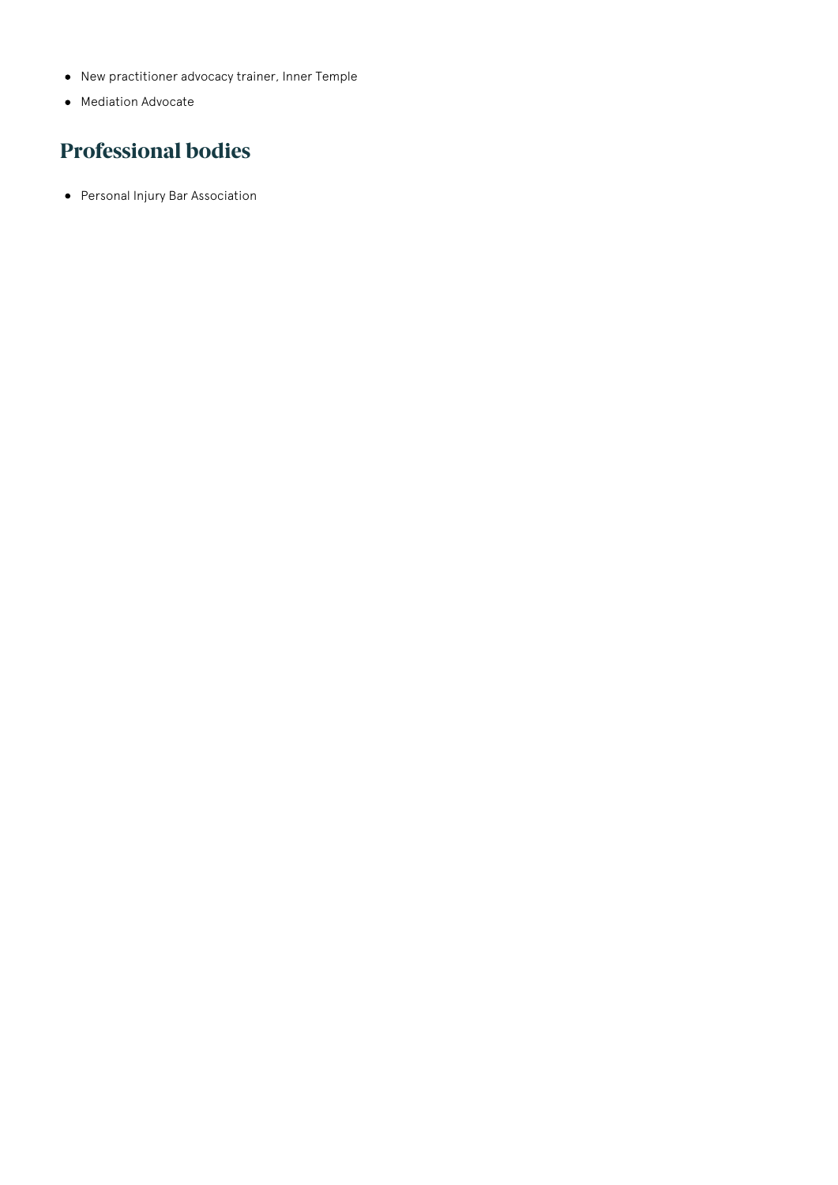- New practitioner advocacy trainer, Inner Temple
- Mediation Advocate

## Professional bodies

- Personal Injury Bar Association